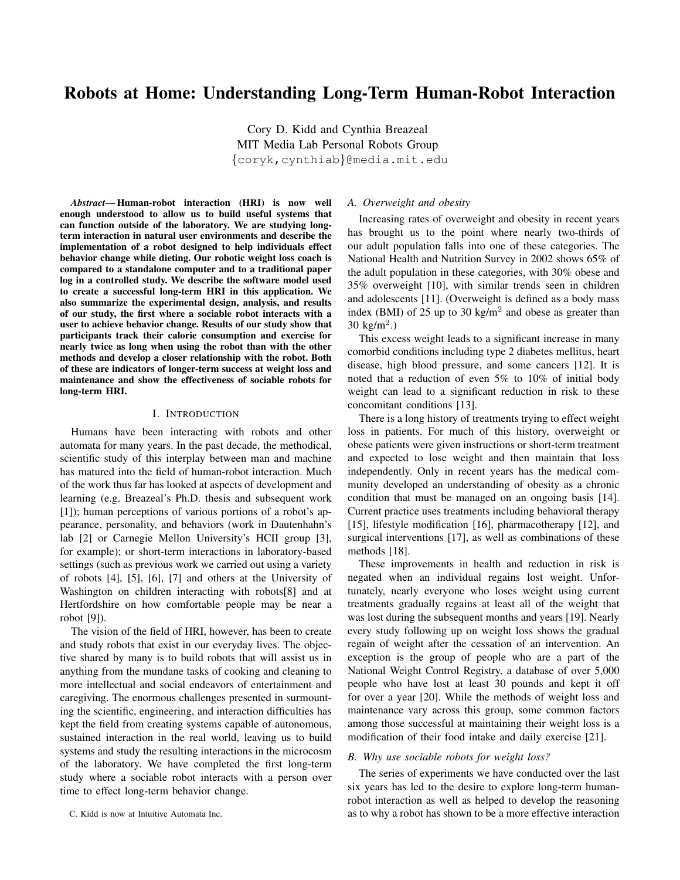# Robots at Home: Understanding Long-Term Human-Robot Interaction

Cory D. Kidd and Cynthia Breazeal
MIT Media Lab Personal Robots Group
{coryk,cynthiab}@media.mit.edu

***Abstract*— Human-robot interaction (HRI) is now well enough understood to allow us to build useful systems that can function outside of the laboratory. We are studying long-term interaction in natural user environments and describe the implementation of a robot designed to help individuals effect behavior change while dieting. Our robotic weight loss coach is compared to a standalone computer and to a traditional paper log in a controlled study. We describe the software model used to create a successful long-term HRI in this application. We also summarize the experimental design, analysis, and results of our study, the first where a sociable robot interacts with a user to achieve behavior change. Results of our study show that participants track their calorie consumption and exercise for nearly twice as long when using the robot than with the other methods and develop a closer relationship with the robot. Both of these are indicators of longer-term success at weight loss and maintenance and show the effectiveness of sociable robots for long-term HRI.**

## I. Introduction

Humans have been interacting with robots and other automata for many years. In the past decade, the methodical, scientific study of this interplay between man and machine has matured into the field of human-robot interaction. Much of the work thus far has looked at aspects of development and learning (e.g. Breazeal's Ph.D. thesis and subsequent work [1]); human perceptions of various portions of a robot's appearance, personality, and behaviors (work in Dautenhahn's lab [2] or Carnegie Mellon University's HCII group [3], for example); or short-term interactions in laboratory-based settings (such as previous work we carried out using a variety of robots [4], [5], [6], [7] and others at the University of Washington on children interacting with robots[8] and at Hertfordshire on how comfortable people may be near a robot [9]).

The vision of the field of HRI, however, has been to create and study robots that exist in our everyday lives. The objective shared by many is to build robots that will assist us in anything from the mundane tasks of cooking and cleaning to more intellectual and social endeavors of entertainment and caregiving. The enormous challenges presented in surmounting the scientific, engineering, and interaction difficulties has kept the field from creating systems capable of autonomous, sustained interaction in the real world, leaving us to build systems and study the resulting interactions in the microcosm of the laboratory. We have completed the first long-term study where a sociable robot interacts with a person over time to effect long-term behavior change.

C. Kidd is now at Intuitive Automata Inc.

### *A. Overweight and obesity*

Increasing rates of overweight and obesity in recent years has brought us to the point where nearly two-thirds of our adult population falls into one of these categories. The National Health and Nutrition Survey in 2002 shows 65% of the adult population in these categories, with 30% obese and 35% overweight [10], with similar trends seen in children and adolescents [11]. (Overweight is defined as a body mass index (BMI) of 25 up to 30 kg/m$^2$ and obese as greater than 30 kg/m$^2$.)

This excess weight leads to a significant increase in many comorbid conditions including type 2 diabetes mellitus, heart disease, high blood pressure, and some cancers [12]. It is noted that a reduction of even 5% to 10% of initial body weight can lead to a significant reduction in risk to these concomitant conditions [13].

There is a long history of treatments trying to effect weight loss in patients. For much of this history, overweight or obese patients were given instructions or short-term treatment and expected to lose weight and then maintain that loss independently. Only in recent years has the medical community developed an understanding of obesity as a chronic condition that must be managed on an ongoing basis [14]. Current practice uses treatments including behavioral therapy [15], lifestyle modification [16], pharmacotherapy [12], and surgical interventions [17], as well as combinations of these methods [18].

These improvements in health and reduction in risk is negated when an individual regains lost weight. Unfortunately, nearly everyone who loses weight using current treatments gradually regains at least all of the weight that was lost during the subsequent months and years [19]. Nearly every study following up on weight loss shows the gradual regain of weight after the cessation of an intervention. An exception is the group of people who are a part of the National Weight Control Registry, a database of over 5,000 people who have lost at least 30 pounds and kept it off for over a year [20]. While the methods of weight loss and maintenance vary across this group, some common factors among those successful at maintaining their weight loss is a modification of their food intake and daily exercise [21].

### *B. Why use sociable robots for weight loss?*

The series of experiments we have conducted over the last six years has led to the desire to explore long-term human-robot interaction as well as helped to develop the reasoning as to why a robot has shown to be a more effective interaction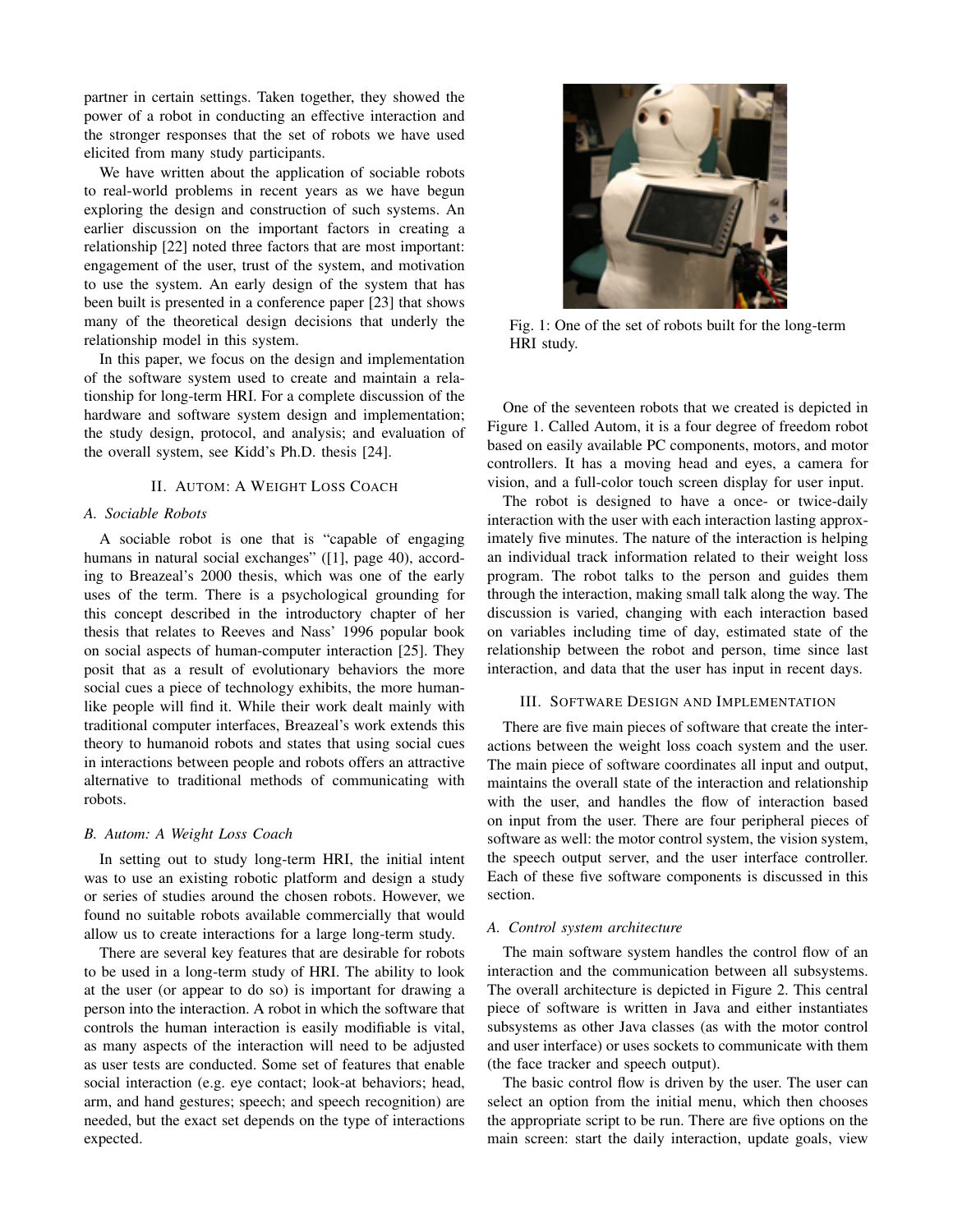partner in certain settings. Taken together, they showed the power of a robot in conducting an effective interaction and the stronger responses that the set of robots we have used elicited from many study participants.

We have written about the application of sociable robots to real-world problems in recent years as we have begun exploring the design and construction of such systems. An earlier discussion on the important factors in creating a relationship [22] noted three factors that are most important: engagement of the user, trust of the system, and motivation to use the system. An early design of the system that has been built is presented in a conference paper [23] that shows many of the theoretical design decisions that underly the relationship model in this system.

In this paper, we focus on the design and implementation of the software system used to create and maintain a relationship for long-term HRI. For a complete discussion of the hardware and software system design and implementation; the study design, protocol, and analysis; and evaluation of the overall system, see Kidd's Ph.D. thesis [24].

## II. Autom: A Weight Loss Coach

### A. Sociable Robots

A sociable robot is one that is "capable of engaging humans in natural social exchanges" ([1], page 40), according to Breazeal's 2000 thesis, which was one of the early uses of the term. There is a psychological grounding for this concept described in the introductory chapter of her thesis that relates to Reeves and Nass' 1996 popular book on social aspects of human-computer interaction [25]. They posit that as a result of evolutionary behaviors the more social cues a piece of technology exhibits, the more human-like people will find it. While their work dealt mainly with traditional computer interfaces, Breazeal's work extends this theory to humanoid robots and states that using social cues in interactions between people and robots offers an attractive alternative to traditional methods of communicating with robots.

### B. Autom: A Weight Loss Coach

In setting out to study long-term HRI, the initial intent was to use an existing robotic platform and design a study or series of studies around the chosen robots. However, we found no suitable robots available commercially that would allow us to create interactions for a large long-term study.

There are several key features that are desirable for robots to be used in a long-term study of HRI. The ability to look at the user (or appear to do so) is important for drawing a person into the interaction. A robot in which the software that controls the human interaction is easily modifiable is vital, as many aspects of the interaction will need to be adjusted as user tests are conducted. Some set of features that enable social interaction (e.g. eye contact; look-at behaviors; head, arm, and hand gestures; speech; and speech recognition) are needed, but the exact set depends on the type of interactions expected.

Fig. 1: One of the set of robots built for the long-term HRI study.

One of the seventeen robots that we created is depicted in Figure 1. Called Autom, it is a four degree of freedom robot based on easily available PC components, motors, and motor controllers. It has a moving head and eyes, a camera for vision, and a full-color touch screen display for user input.

The robot is designed to have a once- or twice-daily interaction with the user with each interaction lasting approximately five minutes. The nature of the interaction is helping an individual track information related to their weight loss program. The robot talks to the person and guides them through the interaction, making small talk along the way. The discussion is varied, changing with each interaction based on variables including time of day, estimated state of the relationship between the robot and person, time since last interaction, and data that the user has input in recent days.

## III. Software Design and Implementation

There are five main pieces of software that create the interactions between the weight loss coach system and the user. The main piece of software coordinates all input and output, maintains the overall state of the interaction and relationship with the user, and handles the flow of interaction based on input from the user. There are four peripheral pieces of software as well: the motor control system, the vision system, the speech output server, and the user interface controller. Each of these five software components is discussed in this section.

### A. Control system architecture

The main software system handles the control flow of an interaction and the communication between all subsystems. The overall architecture is depicted in Figure 2. This central piece of software is written in Java and either instantiates subsystems as other Java classes (as with the motor control and user interface) or uses sockets to communicate with them (the face tracker and speech output).

The basic control flow is driven by the user. The user can select an option from the initial menu, which then chooses the appropriate script to be run. There are five options on the main screen: start the daily interaction, update goals, view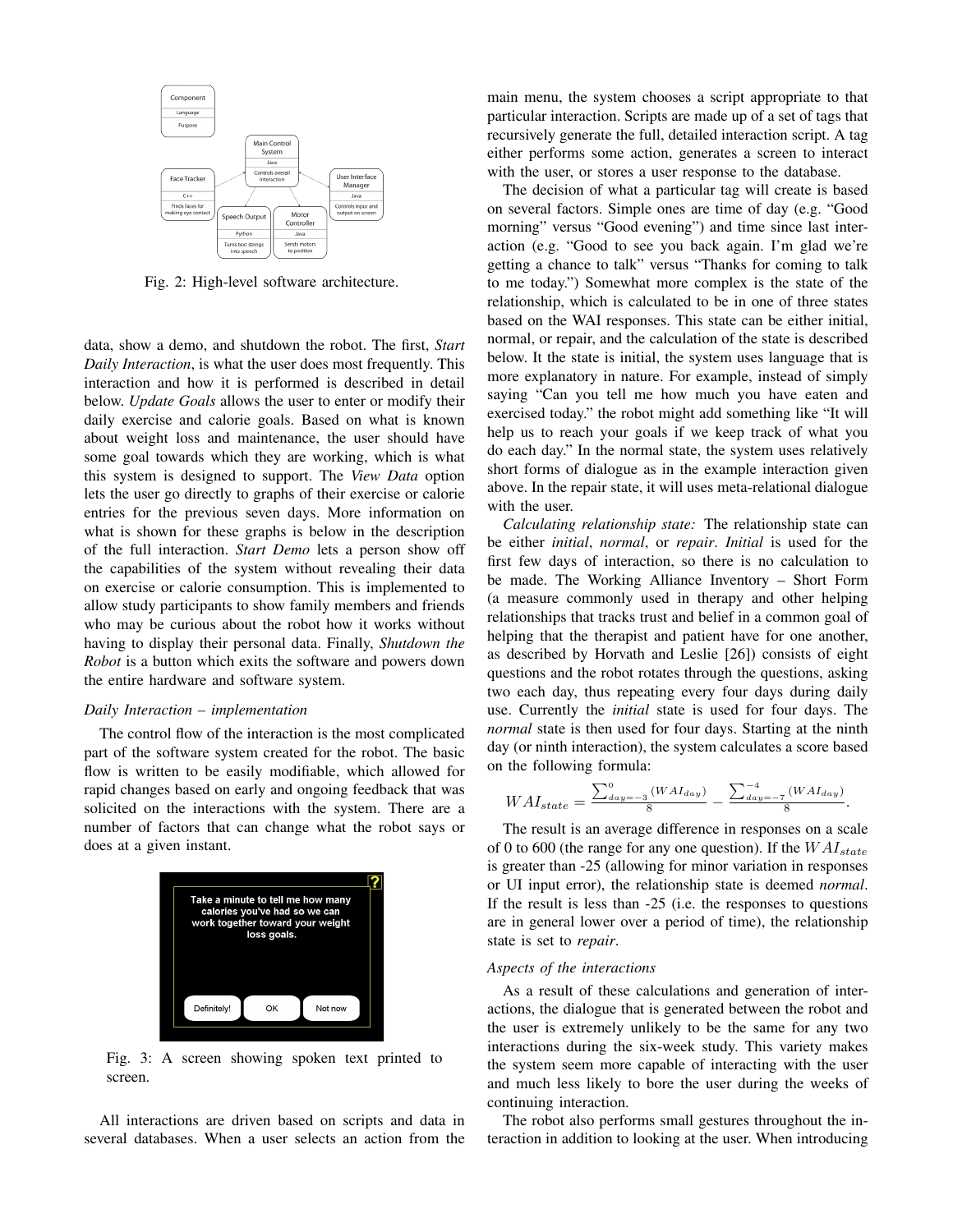Component

Language

Purpose

Main Control System

Java

Controls overall interaction

Face Tracker

C++

Finds faces for making eye contact

User Interface Manager

Java

Controls input and output on screen

Speech Output

Python

Turns text strings into speech

Motor Controller

Java

Sends motors to position

Fig. 2: High-level software architecture.

data, show a demo, and shutdown the robot. The first, *Start Daily Interaction*, is what the user does most frequently. This interaction and how it is performed is described in detail below. *Update Goals* allows the user to enter or modify their daily exercise and calorie goals. Based on what is known about weight loss and maintenance, the user should have some goal towards which they are working, which is what this system is designed to support. The *View Data* option lets the user go directly to graphs of their exercise or calorie entries for the previous seven days. More information on what is shown for these graphs is below in the description of the full interaction. *Start Demo* lets a person show off the capabilities of the system without revealing their data on exercise or calorie consumption. This is implemented to allow study participants to show family members and friends who may be curious about the robot how it works without having to display their personal data. Finally, *Shutdown the Robot* is a button which exits the software and powers down the entire hardware and software system.

### *Daily Interaction – implementation*

The control flow of the interaction is the most complicated part of the software system created for the robot. The basic flow is written to be easily modifiable, which allowed for rapid changes based on early and ongoing feedback that was solicited on the interactions with the system. There are a number of factors that can change what the robot says or does at a given instant.

?

Take a minute to tell me how many calories you've had so we can work together toward your weight loss goals.

Definitely!

OK

Not now

Fig. 3: A screen showing spoken text printed to screen.

All interactions are driven based on scripts and data in several databases. When a user selects an action from the main menu, the system chooses a script appropriate to that particular interaction. Scripts are made up of a set of tags that recursively generate the full, detailed interaction script. A tag either performs some action, generates a screen to interact with the user, or stores a user response to the database.

The decision of what a particular tag will create is based on several factors. Simple ones are time of day (e.g. "Good morning" versus "Good evening") and time since last interaction (e.g. "Good to see you back again. I'm glad we're getting a chance to talk" versus "Thanks for coming to talk to me today.") Somewhat more complex is the state of the relationship, which is calculated to be in one of three states based on the WAI responses. This state can be either initial, normal, or repair, and the calculation of the state is described below. It the state is initial, the system uses language that is more explanatory in nature. For example, instead of simply saying "Can you tell me how much you have eaten and exercised today." the robot might add something like "It will help us to reach your goals if we keep track of what you do each day." In the normal state, the system uses relatively short forms of dialogue as in the example interaction given above. In the repair state, it will uses meta-relational dialogue with the user.

*Calculating relationship state:* The relationship state can be either *initial*, *normal*, or *repair*. *Initial* is used for the first few days of interaction, so there is no calculation to be made. The Working Alliance Inventory – Short Form (a measure commonly used in therapy and other helping relationships that tracks trust and belief in a common goal of helping that the therapist and patient have for one another, as described by Horvath and Leslie [26]) consists of eight questions and the robot rotates through the questions, asking two each day, thus repeating every four days during daily use. Currently the *initial* state is used for four days. The *normal* state is then used for four days. Starting at the ninth day (or ninth interaction), the system calculates a score based on the following formula:

$$WAI_{state} = \frac{\sum_{day=-3}^{0}(WAI_{day})}{8} - \frac{\sum_{day=-7}^{-4}(WAI_{day})}{8}.$$

The result is an average difference in responses on a scale of 0 to 600 (the range for any one question). If the $WAI_{state}$ is greater than -25 (allowing for minor variation in responses or UI input error), the relationship state is deemed *normal*. If the result is less than -25 (i.e. the responses to questions are in general lower over a period of time), the relationship state is set to *repair*.

### *Aspects of the interactions*

As a result of these calculations and generation of interactions, the dialogue that is generated between the robot and the user is extremely unlikely to be the same for any two interactions during the six-week study. This variety makes the system seem more capable of interacting with the user and much less likely to bore the user during the weeks of continuing interaction.

The robot also performs small gestures throughout the interaction in addition to looking at the user. When introducing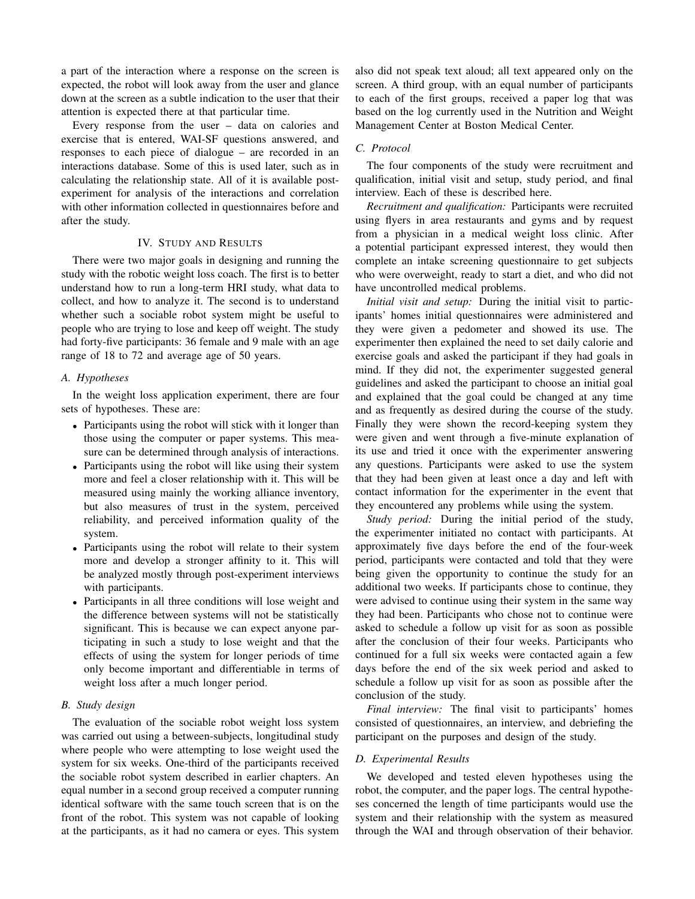a part of the interaction where a response on the screen is expected, the robot will look away from the user and glance down at the screen as a subtle indication to the user that their attention is expected there at that particular time.

Every response from the user – data on calories and exercise that is entered, WAI-SF questions answered, and responses to each piece of dialogue – are recorded in an interactions database. Some of this is used later, such as in calculating the relationship state. All of it is available post-experiment for analysis of the interactions and correlation with other information collected in questionnaires before and after the study.

## IV. Study and Results

There were two major goals in designing and running the study with the robotic weight loss coach. The first is to better understand how to run a long-term HRI study, what data to collect, and how to analyze it. The second is to understand whether such a sociable robot system might be useful to people who are trying to lose and keep off weight. The study had forty-five participants: 36 female and 9 male with an age range of 18 to 72 and average age of 50 years.

### A. Hypotheses

In the weight loss application experiment, there are four sets of hypotheses. These are:

- Participants using the robot will stick with it longer than those using the computer or paper systems. This measure can be determined through analysis of interactions.
- Participants using the robot will like using their system more and feel a closer relationship with it. This will be measured using mainly the working alliance inventory, but also measures of trust in the system, perceived reliability, and perceived information quality of the system.
- Participants using the robot will relate to their system more and develop a stronger affinity to it. This will be analyzed mostly through post-experiment interviews with participants.
- Participants in all three conditions will lose weight and the difference between systems will not be statistically significant. This is because we can expect anyone participating in such a study to lose weight and that the effects of using the system for longer periods of time only become important and differentiable in terms of weight loss after a much longer period.

### B. Study design

The evaluation of the sociable robot weight loss system was carried out using a between-subjects, longitudinal study where people who were attempting to lose weight used the system for six weeks. One-third of the participants received the sociable robot system described in earlier chapters. An equal number in a second group received a computer running identical software with the same touch screen that is on the front of the robot. This system was not capable of looking at the participants, as it had no camera or eyes. This system also did not speak text aloud; all text appeared only on the screen. A third group, with an equal number of participants to each of the first groups, received a paper log that was based on the log currently used in the Nutrition and Weight Management Center at Boston Medical Center.

### C. Protocol

The four components of the study were recruitment and qualification, initial visit and setup, study period, and final interview. Each of these is described here.

*Recruitment and qualification:* Participants were recruited using flyers in area restaurants and gyms and by request from a physician in a medical weight loss clinic. After a potential participant expressed interest, they would then complete an intake screening questionnaire to get subjects who were overweight, ready to start a diet, and who did not have uncontrolled medical problems.

*Initial visit and setup:* During the initial visit to participants' homes initial questionnaires were administered and they were given a pedometer and showed its use. The experimenter then explained the need to set daily calorie and exercise goals and asked the participant if they had goals in mind. If they did not, the experimenter suggested general guidelines and asked the participant to choose an initial goal and explained that the goal could be changed at any time and as frequently as desired during the course of the study. Finally they were shown the record-keeping system they were given and went through a five-minute explanation of its use and tried it once with the experimenter answering any questions. Participants were asked to use the system that they had been given at least once a day and left with contact information for the experimenter in the event that they encountered any problems while using the system.

*Study period:* During the initial period of the study, the experimenter initiated no contact with participants. At approximately five days before the end of the four-week period, participants were contacted and told that they were being given the opportunity to continue the study for an additional two weeks. If participants chose to continue, they were advised to continue using their system in the same way they had been. Participants who chose not to continue were asked to schedule a follow up visit for as soon as possible after the conclusion of their four weeks. Participants who continued for a full six weeks were contacted again a few days before the end of the six week period and asked to schedule a follow up visit for as soon as possible after the conclusion of the study.

*Final interview:* The final visit to participants' homes consisted of questionnaires, an interview, and debriefing the participant on the purposes and design of the study.

### D. Experimental Results

We developed and tested eleven hypotheses using the robot, the computer, and the paper logs. The central hypotheses concerned the length of time participants would use the system and their relationship with the system as measured through the WAI and through observation of their behavior.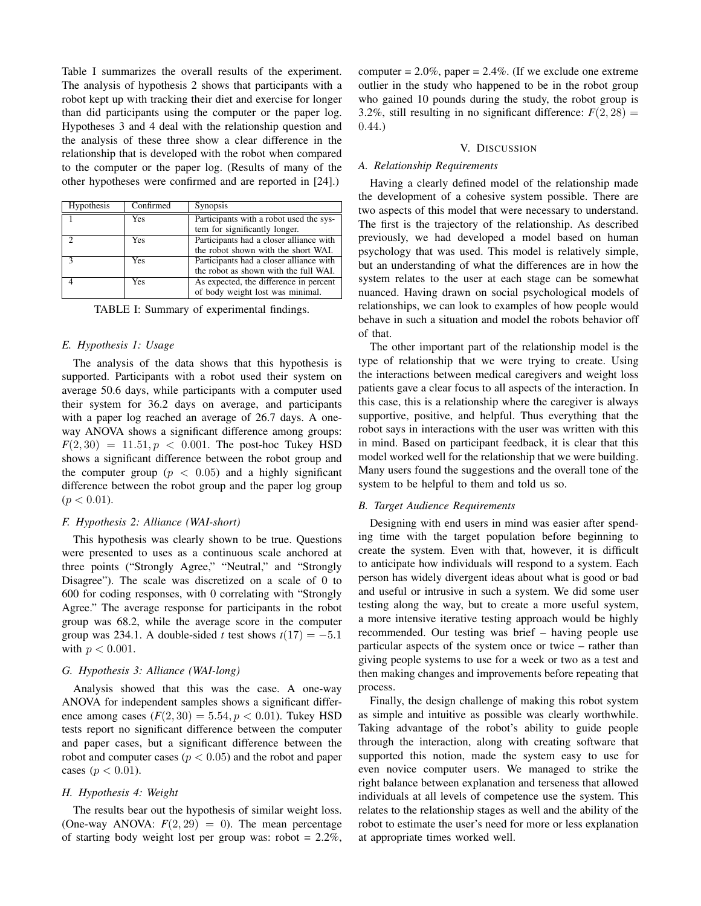Table I summarizes the overall results of the experiment. The analysis of hypothesis 2 shows that participants with a robot kept up with tracking their diet and exercise for longer than did participants using the computer or the paper log. Hypotheses 3 and 4 deal with the relationship question and the analysis of these three show a clear difference in the relationship that is developed with the robot when compared to the computer or the paper log. (Results of many of the other hypotheses were confirmed and are reported in [24].)

| Hypothesis | Confirmed | Synopsis |
|---|---|---|
| 1 | Yes | Participants with a robot used the system for significantly longer. |
| 2 | Yes | Participants had a closer alliance with the robot shown with the short WAI. |
| 3 | Yes | Participants had a closer alliance with the robot as shown with the full WAI. |
| 4 | Yes | As expected, the difference in percent of body weight lost was minimal. |

TABLE I: Summary of experimental findings.

### E. Hypothesis 1: Usage

The analysis of the data shows that this hypothesis is supported. Participants with a robot used their system on average 50.6 days, while participants with a computer used their system for 36.2 days on average, and participants with a paper log reached an average of 26.7 days. A one-way ANOVA shows a significant difference among groups: $F(2, 30) = 11.51, p < 0.001$. The post-hoc Tukey HSD shows a significant difference between the robot group and the computer group ($p < 0.05$) and a highly significant difference between the robot group and the paper log group ($p < 0.01$).

### F. Hypothesis 2: Alliance (WAI-short)

This hypothesis was clearly shown to be true. Questions were presented to uses as a continuous scale anchored at three points ("Strongly Agree," "Neutral," and "Strongly Disagree"). The scale was discretized on a scale of 0 to 600 for coding responses, with 0 correlating with "Strongly Agree." The average response for participants in the robot group was 68.2, while the average score in the computer group was 234.1. A double-sided $t$ test shows $t(17) = -5.1$ with $p < 0.001$.

### G. Hypothesis 3: Alliance (WAI-long)

Analysis showed that this was the case. A one-way ANOVA for independent samples shows a significant difference among cases ($F(2, 30) = 5.54, p < 0.01$). Tukey HSD tests report no significant difference between the computer and paper cases, but a significant difference between the robot and computer cases ($p < 0.05$) and the robot and paper cases ($p < 0.01$).

### H. Hypothesis 4: Weight

The results bear out the hypothesis of similar weight loss. (One-way ANOVA: $F(2, 29) = 0$). The mean percentage of starting body weight lost per group was: robot = 2.2%, computer = 2.0%, paper = 2.4%. (If we exclude one extreme outlier in the study who happened to be in the robot group who gained 10 pounds during the study, the robot group is 3.2%, still resulting in no significant difference: $F(2, 28) = 0.44$.)

## V. Discussion

### A. Relationship Requirements

Having a clearly defined model of the relationship made the development of a cohesive system possible. There are two aspects of this model that were necessary to understand. The first is the trajectory of the relationship. As described previously, we had developed a model based on human psychology that was used. This model is relatively simple, but an understanding of what the differences are in how the system relates to the user at each stage can be somewhat nuanced. Having drawn on social psychological models of relationships, we can look to examples of how people would behave in such a situation and model the robots behavior off of that.

The other important part of the relationship model is the type of relationship that we were trying to create. Using the interactions between medical caregivers and weight loss patients gave a clear focus to all aspects of the interaction. In this case, this is a relationship where the caregiver is always supportive, positive, and helpful. Thus everything that the robot says in interactions with the user was written with this in mind. Based on participant feedback, it is clear that this model worked well for the relationship that we were building. Many users found the suggestions and the overall tone of the system to be helpful to them and told us so.

### B. Target Audience Requirements

Designing with end users in mind was easier after spending time with the target population before beginning to create the system. Even with that, however, it is difficult to anticipate how individuals will respond to a system. Each person has widely divergent ideas about what is good or bad and useful or intrusive in such a system. We did some user testing along the way, but to create a more useful system, a more intensive iterative testing approach would be highly recommended. Our testing was brief – having people use particular aspects of the system once or twice – rather than giving people systems to use for a week or two as a test and then making changes and improvements before repeating that process.

Finally, the design challenge of making this robot system as simple and intuitive as possible was clearly worthwhile. Taking advantage of the robot's ability to guide people through the interaction, along with creating software that supported this notion, made the system easy to use for even novice computer users. We managed to strike the right balance between explanation and terseness that allowed individuals at all levels of competence use the system. This relates to the relationship stages as well and the ability of the robot to estimate the user's need for more or less explanation at appropriate times worked well.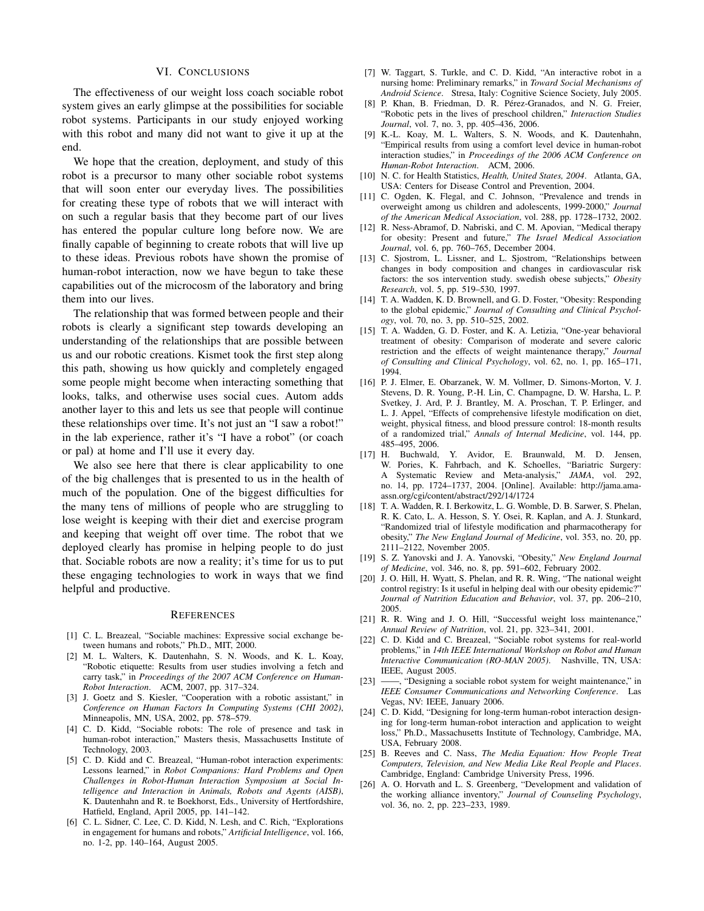## VI. Conclusions

The effectiveness of our weight loss coach sociable robot system gives an early glimpse at the possibilities for sociable robot systems. Participants in our study enjoyed working with this robot and many did not want to give it up at the end.

We hope that the creation, deployment, and study of this robot is a precursor to many other sociable robot systems that will soon enter our everyday lives. The possibilities for creating these type of robots that we will interact with on such a regular basis that they become part of our lives has entered the popular culture long before now. We are finally capable of beginning to create robots that will live up to these ideas. Previous robots have shown the promise of human-robot interaction, now we have begun to take these capabilities out of the microcosm of the laboratory and bring them into our lives.

The relationship that was formed between people and their robots is clearly a significant step towards developing an understanding of the relationships that are possible between us and our robotic creations. Kismet took the first step along this path, showing us how quickly and completely engaged some people might become when interacting something that looks, talks, and otherwise uses social cues. Autom adds another layer to this and lets us see that people will continue these relationships over time. It's not just an "I saw a robot!" in the lab experience, rather it's "I have a robot" (or coach or pal) at home and I'll use it every day.

We also see here that there is clear applicability to one of the big challenges that is presented to us in the health of much of the population. One of the biggest difficulties for the many tens of millions of people who are struggling to lose weight is keeping with their diet and exercise program and keeping that weight off over time. The robot that we deployed clearly has promise in helping people to do just that. Sociable robots are now a reality; it's time for us to put these engaging technologies to work in ways that we find helpful and productive.

## References

[1] C. L. Breazeal, "Sociable machines: Expressive social exchange between humans and robots," Ph.D., MIT, 2000.

[2] M. L. Walters, K. Dautenhahn, S. N. Woods, and K. L. Koay, "Robotic etiquette: Results from user studies involving a fetch and carry task," in *Proceedings of the 2007 ACM Conference on Human-Robot Interaction*. ACM, 2007, pp. 317–324.

[3] J. Goetz and S. Kiesler, "Cooperation with a robotic assistant," in *Conference on Human Factors In Computing Systems (CHI 2002)*, Minneapolis, MN, USA, 2002, pp. 578–579.

[4] C. D. Kidd, "Sociable robots: The role of presence and task in human-robot interaction," Masters thesis, Massachusetts Institute of Technology, 2003.

[5] C. D. Kidd and C. Breazeal, "Human-robot interaction experiments: Lessons learned," in *Robot Companions: Hard Problems and Open Challenges in Robot-Human Interaction Symposium at Social Intelligence and Interaction in Animals, Robots and Agents (AISB)*, K. Dautenhahn and R. te Boekhorst, Eds., University of Hertfordshire, Hatfield, England, April 2005, pp. 141–142.

[6] C. L. Sidner, C. Lee, C. D. Kidd, N. Lesh, and C. Rich, "Explorations in engagement for humans and robots," *Artificial Intelligence*, vol. 166, no. 1-2, pp. 140–164, August 2005.

[7] W. Taggart, S. Turkle, and C. D. Kidd, "An interactive robot in a nursing home: Preliminary remarks," in *Toward Social Mechanisms of Android Science*. Stresa, Italy: Cognitive Science Society, July 2005.

[8] P. Khan, B. Friedman, D. R. Pérez-Granados, and N. G. Freier, "Robotic pets in the lives of preschool children," *Interaction Studies Journal*, vol. 7, no. 3, pp. 405–436, 2006.

[9] K.-L. Koay, M. L. Walters, S. N. Woods, and K. Dautenhahn, "Empirical results from using a comfort level device in human-robot interaction studies," in *Proceedings of the 2006 ACM Conference on Human-Robot Interaction*. ACM, 2006.

[10] N. C. for Health Statistics, *Health, United States, 2004*. Atlanta, GA, USA: Centers for Disease Control and Prevention, 2004.

[11] C. Ogden, K. Flegal, and C. Johnson, "Prevalence and trends in overweight among us children and adolescents, 1999-2000," *Journal of the American Medical Association*, vol. 288, pp. 1728–1732, 2002.

[12] R. Ness-Abramof, D. Nabriski, and C. M. Apovian, "Medical therapy for obesity: Present and future," *The Israel Medical Association Journal*, vol. 6, pp. 760–765, December 2004.

[13] C. Sjostrom, L. Lissner, and L. Sjostrom, "Relationships between changes in body composition and changes in cardiovascular risk factors: the sos intervention study. swedish obese subjects," *Obesity Research*, vol. 5, pp. 519–530, 1997.

[14] T. A. Wadden, K. D. Brownell, and G. D. Foster, "Obesity: Responding to the global epidemic," *Journal of Consulting and Clinical Psychology*, vol. 70, no. 3, pp. 510–525, 2002.

[15] T. A. Wadden, G. D. Foster, and K. A. Letizia, "One-year behavioral treatment of obesity: Comparison of moderate and severe caloric restriction and the effects of weight maintenance therapy," *Journal of Consulting and Clinical Psychology*, vol. 62, no. 1, pp. 165–171, 1994.

[16] P. J. Elmer, E. Obarzanek, W. M. Vollmer, D. Simons-Morton, V. J. Stevens, D. R. Young, P.-H. Lin, C. Champagne, D. W. Harsha, L. P. Svetkey, J. Ard, P. J. Brantley, M. A. Proschan, T. P. Erlinger, and L. J. Appel, "Effects of comprehensive lifestyle modification on diet, weight, physical fitness, and blood pressure control: 18-month results of a randomized trial," *Annals of Internal Medicine*, vol. 144, pp. 485–495, 2006.

[17] H. Buchwald, Y. Avidor, E. Braunwald, M. D. Jensen, W. Pories, K. Fahrbach, and K. Schoelles, "Bariatric Surgery: A Systematic Review and Meta-analysis," *JAMA*, vol. 292, no. 14, pp. 1724–1737, 2004. [Online]. Available: http://jama.ama-assn.org/cgi/content/abstract/292/14/1724

[18] T. A. Wadden, R. I. Berkowitz, L. G. Womble, D. B. Sarwer, S. Phelan, R. K. Cato, L. A. Hesson, S. Y. Osei, R. Kaplan, and A. J. Stunkard, "Randomized trial of lifestyle modification and pharmacotherapy for obesity," *The New England Journal of Medicine*, vol. 353, no. 20, pp. 2111–2122, November 2005.

[19] S. Z. Yanovski and J. A. Yanovski, "Obesity," *New England Journal of Medicine*, vol. 346, no. 8, pp. 591–602, February 2002.

[20] J. O. Hill, H. Wyatt, S. Phelan, and R. R. Wing, "The national weight control registry: Is it useful in helping deal with our obesity epidemic?" *Journal of Nutrition Education and Behavior*, vol. 37, pp. 206–210, 2005.

[21] R. R. Wing and J. O. Hill, "Successful weight loss maintenance," *Annual Review of Nutrition*, vol. 21, pp. 323–341, 2001.

[22] C. D. Kidd and C. Breazeal, "Sociable robot systems for real-world problems," in *14th IEEE International Workshop on Robot and Human Interactive Communication (RO-MAN 2005)*. Nashville, TN, USA: IEEE, August 2005.

[23] ——, "Designing a sociable robot system for weight maintenance," in *IEEE Consumer Communications and Networking Conference*. Las Vegas, NV: IEEE, January 2006.

[24] C. D. Kidd, "Designing for long-term human-robot interaction designing for long-term human-robot interaction and application to weight loss," Ph.D., Massachusetts Institute of Technology, Cambridge, MA, USA, February 2008.

[25] B. Reeves and C. Nass, *The Media Equation: How People Treat Computers, Television, and New Media Like Real People and Places*. Cambridge, England: Cambridge University Press, 1996.

[26] A. O. Horvath and L. S. Greenberg, "Development and validation of the working alliance inventory," *Journal of Counseling Psychology*, vol. 36, no. 2, pp. 223–233, 1989.